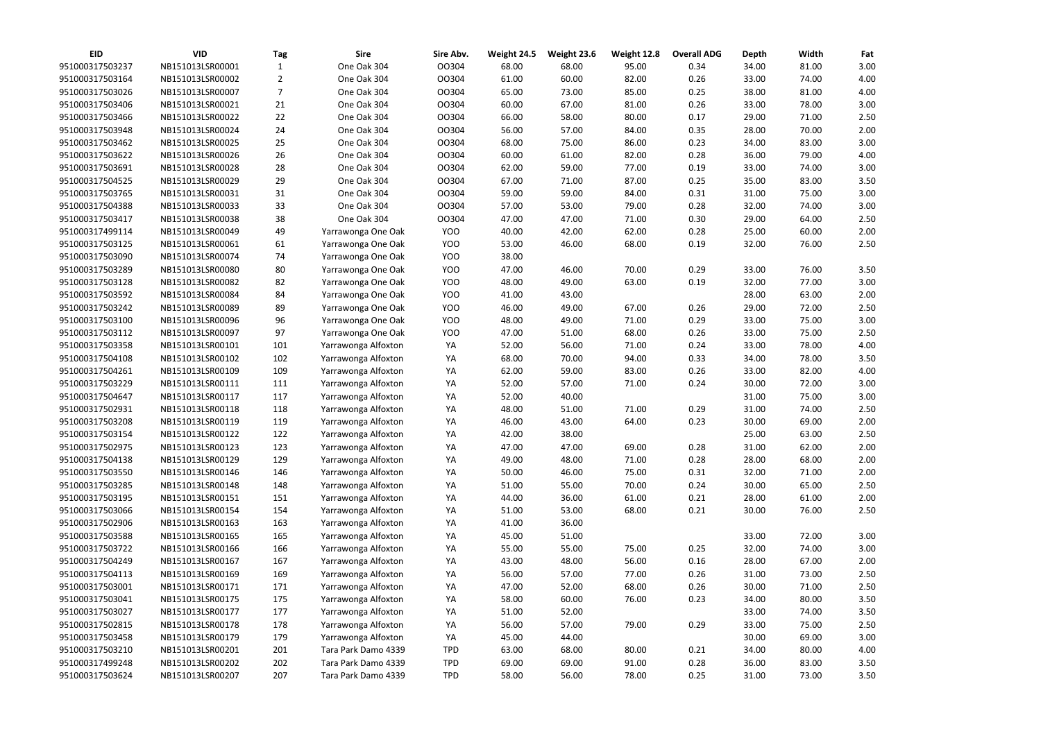| EID | VID | Tag | Sire | Sire Abv. | Weight 24.5 | Weight 23.6 | Weight 12.8 | Overall ADG | Depth | Width | Fat |
|---|---|---|---|---|---|---|---|---|---|---|---|
| 951000317503237 | NB151013LSR00001 | 1 | One Oak 304 | OO304 | 68.00 | 68.00 | 95.00 | 0.34 | 34.00 | 81.00 | 3.00 |
| 951000317503164 | NB151013LSR00002 | 2 | One Oak 304 | OO304 | 61.00 | 60.00 | 82.00 | 0.26 | 33.00 | 74.00 | 4.00 |
| 951000317503026 | NB151013LSR00007 | 7 | One Oak 304 | OO304 | 65.00 | 73.00 | 85.00 | 0.25 | 38.00 | 81.00 | 4.00 |
| 951000317503406 | NB151013LSR00021 | 21 | One Oak 304 | OO304 | 60.00 | 67.00 | 81.00 | 0.26 | 33.00 | 78.00 | 3.00 |
| 951000317503466 | NB151013LSR00022 | 22 | One Oak 304 | OO304 | 66.00 | 58.00 | 80.00 | 0.17 | 29.00 | 71.00 | 2.50 |
| 951000317503948 | NB151013LSR00024 | 24 | One Oak 304 | OO304 | 56.00 | 57.00 | 84.00 | 0.35 | 28.00 | 70.00 | 2.00 |
| 951000317503462 | NB151013LSR00025 | 25 | One Oak 304 | OO304 | 68.00 | 75.00 | 86.00 | 0.23 | 34.00 | 83.00 | 3.00 |
| 951000317503622 | NB151013LSR00026 | 26 | One Oak 304 | OO304 | 60.00 | 61.00 | 82.00 | 0.28 | 36.00 | 79.00 | 4.00 |
| 951000317503691 | NB151013LSR00028 | 28 | One Oak 304 | OO304 | 62.00 | 59.00 | 77.00 | 0.19 | 33.00 | 74.00 | 3.00 |
| 951000317504525 | NB151013LSR00029 | 29 | One Oak 304 | OO304 | 67.00 | 71.00 | 87.00 | 0.25 | 35.00 | 83.00 | 3.50 |
| 951000317503765 | NB151013LSR00031 | 31 | One Oak 304 | OO304 | 59.00 | 59.00 | 84.00 | 0.31 | 31.00 | 75.00 | 3.00 |
| 951000317504388 | NB151013LSR00033 | 33 | One Oak 304 | OO304 | 57.00 | 53.00 | 79.00 | 0.28 | 32.00 | 74.00 | 3.00 |
| 951000317503417 | NB151013LSR00038 | 38 | One Oak 304 | OO304 | 47.00 | 47.00 | 71.00 | 0.30 | 29.00 | 64.00 | 2.50 |
| 951000317499114 | NB151013LSR00049 | 49 | Yarrawonga One Oak | YOO | 40.00 | 42.00 | 62.00 | 0.28 | 25.00 | 60.00 | 2.00 |
| 951000317503125 | NB151013LSR00061 | 61 | Yarrawonga One Oak | YOO | 53.00 | 46.00 | 68.00 | 0.19 | 32.00 | 76.00 | 2.50 |
| 951000317503090 | NB151013LSR00074 | 74 | Yarrawonga One Oak | YOO | 38.00 | | | | | | |
| 951000317503289 | NB151013LSR00080 | 80 | Yarrawonga One Oak | YOO | 47.00 | 46.00 | 70.00 | 0.29 | 33.00 | 76.00 | 3.50 |
| 951000317503128 | NB151013LSR00082 | 82 | Yarrawonga One Oak | YOO | 48.00 | 49.00 | 63.00 | 0.19 | 32.00 | 77.00 | 3.00 |
| 951000317503592 | NB151013LSR00084 | 84 | Yarrawonga One Oak | YOO | 41.00 | 43.00 | | | 28.00 | 63.00 | 2.00 |
| 951000317503242 | NB151013LSR00089 | 89 | Yarrawonga One Oak | YOO | 46.00 | 49.00 | 67.00 | 0.26 | 29.00 | 72.00 | 2.50 |
| 951000317503100 | NB151013LSR00096 | 96 | Yarrawonga One Oak | YOO | 48.00 | 49.00 | 71.00 | 0.29 | 33.00 | 75.00 | 3.00 |
| 951000317503112 | NB151013LSR00097 | 97 | Yarrawonga One Oak | YOO | 47.00 | 51.00 | 68.00 | 0.26 | 33.00 | 75.00 | 2.50 |
| 951000317503358 | NB151013LSR00101 | 101 | Yarrawonga Alfoxton | YA | 52.00 | 56.00 | 71.00 | 0.24 | 33.00 | 78.00 | 4.00 |
| 951000317504108 | NB151013LSR00102 | 102 | Yarrawonga Alfoxton | YA | 68.00 | 70.00 | 94.00 | 0.33 | 34.00 | 78.00 | 3.50 |
| 951000317504261 | NB151013LSR00109 | 109 | Yarrawonga Alfoxton | YA | 62.00 | 59.00 | 83.00 | 0.26 | 33.00 | 82.00 | 4.00 |
| 951000317503229 | NB151013LSR00111 | 111 | Yarrawonga Alfoxton | YA | 52.00 | 57.00 | 71.00 | 0.24 | 30.00 | 72.00 | 3.00 |
| 951000317504647 | NB151013LSR00117 | 117 | Yarrawonga Alfoxton | YA | 52.00 | 40.00 | | | 31.00 | 75.00 | 3.00 |
| 951000317502931 | NB151013LSR00118 | 118 | Yarrawonga Alfoxton | YA | 48.00 | 51.00 | 71.00 | 0.29 | 31.00 | 74.00 | 2.50 |
| 951000317503208 | NB151013LSR00119 | 119 | Yarrawonga Alfoxton | YA | 46.00 | 43.00 | 64.00 | 0.23 | 30.00 | 69.00 | 2.00 |
| 951000317503154 | NB151013LSR00122 | 122 | Yarrawonga Alfoxton | YA | 42.00 | 38.00 | | | 25.00 | 63.00 | 2.50 |
| 951000317502975 | NB151013LSR00123 | 123 | Yarrawonga Alfoxton | YA | 47.00 | 47.00 | 69.00 | 0.28 | 31.00 | 62.00 | 2.00 |
| 951000317504138 | NB151013LSR00129 | 129 | Yarrawonga Alfoxton | YA | 49.00 | 48.00 | 71.00 | 0.28 | 28.00 | 68.00 | 2.00 |
| 951000317503550 | NB151013LSR00146 | 146 | Yarrawonga Alfoxton | YA | 50.00 | 46.00 | 75.00 | 0.31 | 32.00 | 71.00 | 2.00 |
| 951000317503285 | NB151013LSR00148 | 148 | Yarrawonga Alfoxton | YA | 51.00 | 55.00 | 70.00 | 0.24 | 30.00 | 65.00 | 2.50 |
| 951000317503195 | NB151013LSR00151 | 151 | Yarrawonga Alfoxton | YA | 44.00 | 36.00 | 61.00 | 0.21 | 28.00 | 61.00 | 2.00 |
| 951000317503066 | NB151013LSR00154 | 154 | Yarrawonga Alfoxton | YA | 51.00 | 53.00 | 68.00 | 0.21 | 30.00 | 76.00 | 2.50 |
| 951000317502906 | NB151013LSR00163 | 163 | Yarrawonga Alfoxton | YA | 41.00 | 36.00 | | | | | |
| 951000317503588 | NB151013LSR00165 | 165 | Yarrawonga Alfoxton | YA | 45.00 | 51.00 | | | 33.00 | 72.00 | 3.00 |
| 951000317503722 | NB151013LSR00166 | 166 | Yarrawonga Alfoxton | YA | 55.00 | 55.00 | 75.00 | 0.25 | 32.00 | 74.00 | 3.00 |
| 951000317504249 | NB151013LSR00167 | 167 | Yarrawonga Alfoxton | YA | 43.00 | 48.00 | 56.00 | 0.16 | 28.00 | 67.00 | 2.00 |
| 951000317504113 | NB151013LSR00169 | 169 | Yarrawonga Alfoxton | YA | 56.00 | 57.00 | 77.00 | 0.26 | 31.00 | 73.00 | 2.50 |
| 951000317503001 | NB151013LSR00171 | 171 | Yarrawonga Alfoxton | YA | 47.00 | 52.00 | 68.00 | 0.26 | 30.00 | 71.00 | 2.50 |
| 951000317503041 | NB151013LSR00175 | 175 | Yarrawonga Alfoxton | YA | 58.00 | 60.00 | 76.00 | 0.23 | 34.00 | 80.00 | 3.50 |
| 951000317503027 | NB151013LSR00177 | 177 | Yarrawonga Alfoxton | YA | 51.00 | 52.00 | | | 33.00 | 74.00 | 3.50 |
| 951000317502815 | NB151013LSR00178 | 178 | Yarrawonga Alfoxton | YA | 56.00 | 57.00 | 79.00 | 0.29 | 33.00 | 75.00 | 2.50 |
| 951000317503458 | NB151013LSR00179 | 179 | Yarrawonga Alfoxton | YA | 45.00 | 44.00 | | | 30.00 | 69.00 | 3.00 |
| 951000317503210 | NB151013LSR00201 | 201 | Tara Park Damo 4339 | TPD | 63.00 | 68.00 | 80.00 | 0.21 | 34.00 | 80.00 | 4.00 |
| 951000317499248 | NB151013LSR00202 | 202 | Tara Park Damo 4339 | TPD | 69.00 | 69.00 | 91.00 | 0.28 | 36.00 | 83.00 | 3.50 |
| 951000317503624 | NB151013LSR00207 | 207 | Tara Park Damo 4339 | TPD | 58.00 | 56.00 | 78.00 | 0.25 | 31.00 | 73.00 | 3.50 |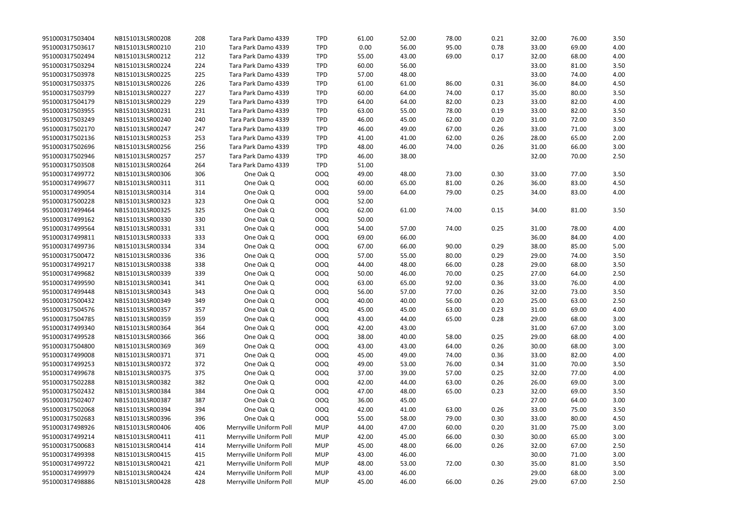| | | | | | | | | | | | |
|---|---|---|---|---|---|---|---|---|---|---|---|
| 951000317503404 | NB151013LSR00208 | 208 | Tara Park Damo 4339 | TPD | 61.00 | 52.00 | 78.00 | 0.21 | 32.00 | 76.00 | 3.50 |
| 951000317503617 | NB151013LSR00210 | 210 | Tara Park Damo 4339 | TPD | 0.00 | 56.00 | 95.00 | 0.78 | 33.00 | 69.00 | 4.00 |
| 951000317502494 | NB151013LSR00212 | 212 | Tara Park Damo 4339 | TPD | 55.00 | 43.00 | 69.00 | 0.17 | 32.00 | 68.00 | 4.00 |
| 951000317503294 | NB151013LSR00224 | 224 | Tara Park Damo 4339 | TPD | 60.00 | 56.00 | | | 33.00 | 81.00 | 3.50 |
| 951000317503978 | NB151013LSR00225 | 225 | Tara Park Damo 4339 | TPD | 57.00 | 48.00 | | | 33.00 | 74.00 | 4.00 |
| 951000317503375 | NB151013LSR00226 | 226 | Tara Park Damo 4339 | TPD | 61.00 | 61.00 | 86.00 | 0.31 | 36.00 | 84.00 | 4.50 |
| 951000317503799 | NB151013LSR00227 | 227 | Tara Park Damo 4339 | TPD | 60.00 | 64.00 | 74.00 | 0.17 | 35.00 | 80.00 | 3.50 |
| 951000317504179 | NB151013LSR00229 | 229 | Tara Park Damo 4339 | TPD | 64.00 | 64.00 | 82.00 | 0.23 | 33.00 | 82.00 | 4.00 |
| 951000317503955 | NB151013LSR00231 | 231 | Tara Park Damo 4339 | TPD | 63.00 | 55.00 | 78.00 | 0.19 | 33.00 | 82.00 | 3.50 |
| 951000317503249 | NB151013LSR00240 | 240 | Tara Park Damo 4339 | TPD | 46.00 | 45.00 | 62.00 | 0.20 | 31.00 | 72.00 | 3.50 |
| 951000317502170 | NB151013LSR00247 | 247 | Tara Park Damo 4339 | TPD | 46.00 | 49.00 | 67.00 | 0.26 | 33.00 | 71.00 | 3.00 |
| 951000317502136 | NB151013LSR00253 | 253 | Tara Park Damo 4339 | TPD | 41.00 | 41.00 | 62.00 | 0.26 | 28.00 | 65.00 | 2.00 |
| 951000317502696 | NB151013LSR00256 | 256 | Tara Park Damo 4339 | TPD | 48.00 | 46.00 | 74.00 | 0.26 | 31.00 | 66.00 | 3.00 |
| 951000317502946 | NB151013LSR00257 | 257 | Tara Park Damo 4339 | TPD | 46.00 | 38.00 | | | 32.00 | 70.00 | 2.50 |
| 951000317503508 | NB151013LSR00264 | 264 | Tara Park Damo 4339 | TPD | 51.00 | | | | | | |
| 951000317499772 | NB151013LSR00306 | 306 | One Oak Q | OOQ | 49.00 | 48.00 | 73.00 | 0.30 | 33.00 | 77.00 | 3.50 |
| 951000317499677 | NB151013LSR00311 | 311 | One Oak Q | OOQ | 60.00 | 65.00 | 81.00 | 0.26 | 36.00 | 83.00 | 4.50 |
| 951000317499054 | NB151013LSR00314 | 314 | One Oak Q | OOQ | 59.00 | 64.00 | 79.00 | 0.25 | 34.00 | 83.00 | 4.00 |
| 951000317500228 | NB151013LSR00323 | 323 | One Oak Q | OOQ | 52.00 | | | | | | |
| 951000317499464 | NB151013LSR00325 | 325 | One Oak Q | OOQ | 62.00 | 61.00 | 74.00 | 0.15 | 34.00 | 81.00 | 3.50 |
| 951000317499162 | NB151013LSR00330 | 330 | One Oak Q | OOQ | 50.00 | | | | | | |
| 951000317499564 | NB151013LSR00331 | 331 | One Oak Q | OOQ | 54.00 | 57.00 | 74.00 | 0.25 | 31.00 | 78.00 | 4.00 |
| 951000317499811 | NB151013LSR00333 | 333 | One Oak Q | OOQ | 69.00 | 66.00 | | | 36.00 | 84.00 | 4.00 |
| 951000317499736 | NB151013LSR00334 | 334 | One Oak Q | OOQ | 67.00 | 66.00 | 90.00 | 0.29 | 38.00 | 85.00 | 5.00 |
| 951000317500472 | NB151013LSR00336 | 336 | One Oak Q | OOQ | 57.00 | 55.00 | 80.00 | 0.29 | 29.00 | 74.00 | 3.50 |
| 951000317499217 | NB151013LSR00338 | 338 | One Oak Q | OOQ | 44.00 | 48.00 | 66.00 | 0.28 | 29.00 | 68.00 | 3.50 |
| 951000317499682 | NB151013LSR00339 | 339 | One Oak Q | OOQ | 50.00 | 46.00 | 70.00 | 0.25 | 27.00 | 64.00 | 2.50 |
| 951000317499590 | NB151013LSR00341 | 341 | One Oak Q | OOQ | 63.00 | 65.00 | 92.00 | 0.36 | 33.00 | 76.00 | 4.00 |
| 951000317499448 | NB151013LSR00343 | 343 | One Oak Q | OOQ | 56.00 | 57.00 | 77.00 | 0.26 | 32.00 | 73.00 | 3.50 |
| 951000317500432 | NB151013LSR00349 | 349 | One Oak Q | OOQ | 40.00 | 40.00 | 56.00 | 0.20 | 25.00 | 63.00 | 2.50 |
| 951000317504576 | NB151013LSR00357 | 357 | One Oak Q | OOQ | 45.00 | 45.00 | 63.00 | 0.23 | 31.00 | 69.00 | 4.00 |
| 951000317504785 | NB151013LSR00359 | 359 | One Oak Q | OOQ | 43.00 | 44.00 | 65.00 | 0.28 | 29.00 | 68.00 | 3.00 |
| 951000317499340 | NB151013LSR00364 | 364 | One Oak Q | OOQ | 42.00 | 43.00 | | | 31.00 | 67.00 | 3.00 |
| 951000317499528 | NB151013LSR00366 | 366 | One Oak Q | OOQ | 38.00 | 40.00 | 58.00 | 0.25 | 29.00 | 68.00 | 4.00 |
| 951000317504800 | NB151013LSR00369 | 369 | One Oak Q | OOQ | 43.00 | 43.00 | 64.00 | 0.26 | 30.00 | 68.00 | 3.00 |
| 951000317499008 | NB151013LSR00371 | 371 | One Oak Q | OOQ | 45.00 | 49.00 | 74.00 | 0.36 | 33.00 | 82.00 | 4.00 |
| 951000317499253 | NB151013LSR00372 | 372 | One Oak Q | OOQ | 49.00 | 53.00 | 76.00 | 0.34 | 31.00 | 70.00 | 3.50 |
| 951000317499678 | NB151013LSR00375 | 375 | One Oak Q | OOQ | 37.00 | 39.00 | 57.00 | 0.25 | 32.00 | 77.00 | 4.00 |
| 951000317502288 | NB151013LSR00382 | 382 | One Oak Q | OOQ | 42.00 | 44.00 | 63.00 | 0.26 | 26.00 | 69.00 | 3.00 |
| 951000317502432 | NB151013LSR00384 | 384 | One Oak Q | OOQ | 47.00 | 48.00 | 65.00 | 0.23 | 32.00 | 69.00 | 3.50 |
| 951000317502407 | NB151013LSR00387 | 387 | One Oak Q | OOQ | 36.00 | 45.00 | | | 27.00 | 64.00 | 3.00 |
| 951000317502068 | NB151013LSR00394 | 394 | One Oak Q | OOQ | 42.00 | 41.00 | 63.00 | 0.26 | 33.00 | 75.00 | 3.50 |
| 951000317502683 | NB151013LSR00396 | 396 | One Oak Q | OOQ | 55.00 | 58.00 | 79.00 | 0.30 | 33.00 | 80.00 | 4.50 |
| 951000317498926 | NB151013LSR00406 | 406 | Merryville Uniform Poll | MUP | 44.00 | 47.00 | 60.00 | 0.20 | 31.00 | 75.00 | 3.00 |
| 951000317499214 | NB151013LSR00411 | 411 | Merryville Uniform Poll | MUP | 42.00 | 45.00 | 66.00 | 0.30 | 30.00 | 65.00 | 3.00 |
| 951000317500683 | NB151013LSR00414 | 414 | Merryville Uniform Poll | MUP | 45.00 | 48.00 | 66.00 | 0.26 | 32.00 | 67.00 | 2.50 |
| 951000317499398 | NB151013LSR00415 | 415 | Merryville Uniform Poll | MUP | 43.00 | 46.00 | | | 30.00 | 71.00 | 3.00 |
| 951000317499722 | NB151013LSR00421 | 421 | Merryville Uniform Poll | MUP | 48.00 | 53.00 | 72.00 | 0.30 | 35.00 | 81.00 | 3.50 |
| 951000317499979 | NB151013LSR00424 | 424 | Merryville Uniform Poll | MUP | 43.00 | 46.00 | | | 29.00 | 68.00 | 3.00 |
| 951000317498886 | NB151013LSR00428 | 428 | Merryville Uniform Poll | MUP | 45.00 | 46.00 | 66.00 | 0.26 | 29.00 | 67.00 | 2.50 |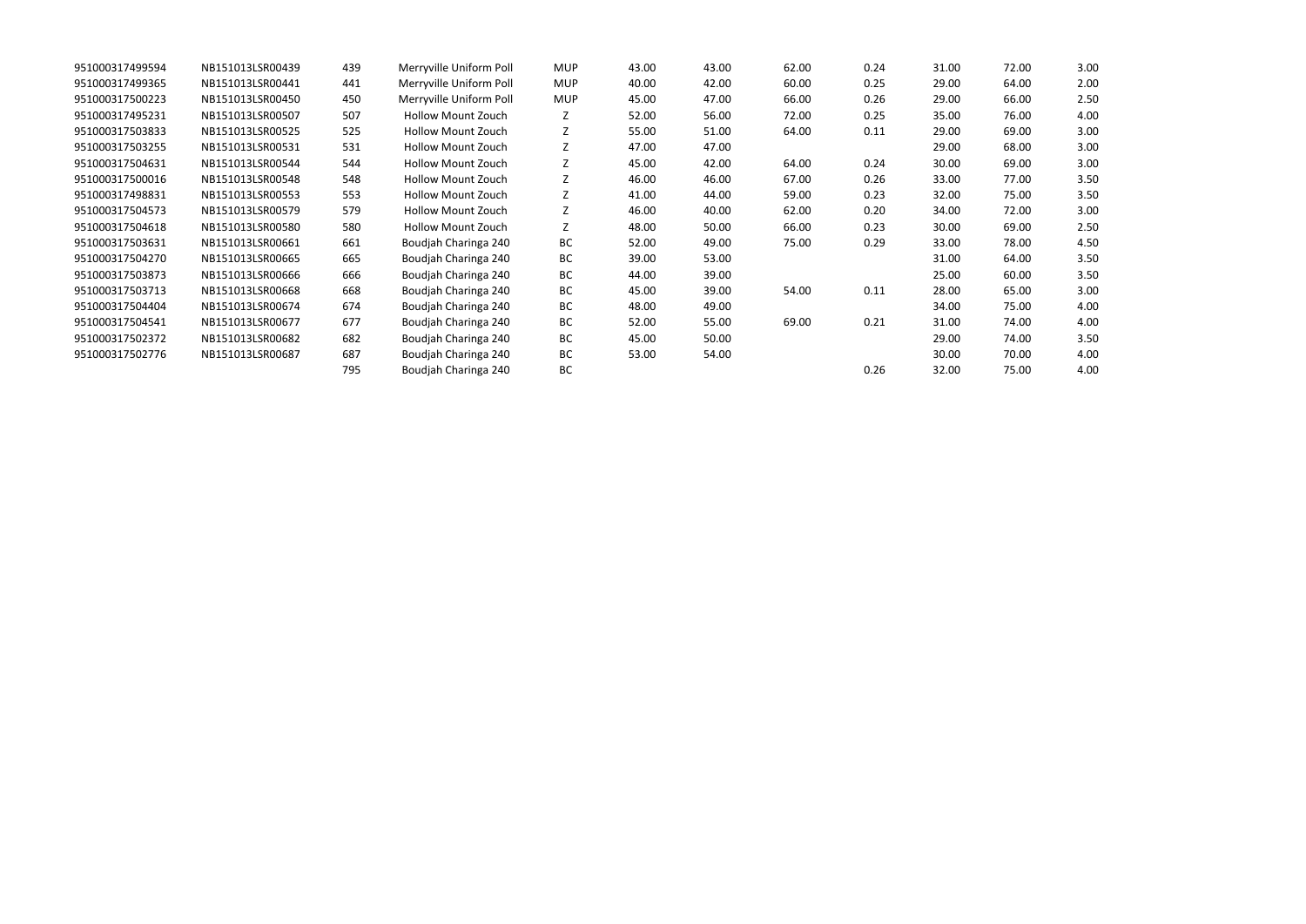| | | | | | | | | | | | |
|---|---|---|---|---|---|---|---|---|---|---|---|
| 951000317499594 | NB151013LSR00439 | 439 | Merryville Uniform Poll | MUP | 43.00 | 43.00 | 62.00 | 0.24 | 31.00 | 72.00 | 3.00 |
| 951000317499365 | NB151013LSR00441 | 441 | Merryville Uniform Poll | MUP | 40.00 | 42.00 | 60.00 | 0.25 | 29.00 | 64.00 | 2.00 |
| 951000317500223 | NB151013LSR00450 | 450 | Merryville Uniform Poll | MUP | 45.00 | 47.00 | 66.00 | 0.26 | 29.00 | 66.00 | 2.50 |
| 951000317495231 | NB151013LSR00507 | 507 | Hollow Mount Zouch | Z | 52.00 | 56.00 | 72.00 | 0.25 | 35.00 | 76.00 | 4.00 |
| 951000317503833 | NB151013LSR00525 | 525 | Hollow Mount Zouch | Z | 55.00 | 51.00 | 64.00 | 0.11 | 29.00 | 69.00 | 3.00 |
| 951000317503255 | NB151013LSR00531 | 531 | Hollow Mount Zouch | Z | 47.00 | 47.00 | | | 29.00 | 68.00 | 3.00 |
| 951000317504631 | NB151013LSR00544 | 544 | Hollow Mount Zouch | Z | 45.00 | 42.00 | 64.00 | 0.24 | 30.00 | 69.00 | 3.00 |
| 951000317500016 | NB151013LSR00548 | 548 | Hollow Mount Zouch | Z | 46.00 | 46.00 | 67.00 | 0.26 | 33.00 | 77.00 | 3.50 |
| 951000317498831 | NB151013LSR00553 | 553 | Hollow Mount Zouch | Z | 41.00 | 44.00 | 59.00 | 0.23 | 32.00 | 75.00 | 3.50 |
| 951000317504573 | NB151013LSR00579 | 579 | Hollow Mount Zouch | Z | 46.00 | 40.00 | 62.00 | 0.20 | 34.00 | 72.00 | 3.00 |
| 951000317504618 | NB151013LSR00580 | 580 | Hollow Mount Zouch | Z | 48.00 | 50.00 | 66.00 | 0.23 | 30.00 | 69.00 | 2.50 |
| 951000317503631 | NB151013LSR00661 | 661 | Boudjah Charinga 240 | BC | 52.00 | 49.00 | 75.00 | 0.29 | 33.00 | 78.00 | 4.50 |
| 951000317504270 | NB151013LSR00665 | 665 | Boudjah Charinga 240 | BC | 39.00 | 53.00 | | | 31.00 | 64.00 | 3.50 |
| 951000317503873 | NB151013LSR00666 | 666 | Boudjah Charinga 240 | BC | 44.00 | 39.00 | | | 25.00 | 60.00 | 3.50 |
| 951000317503713 | NB151013LSR00668 | 668 | Boudjah Charinga 240 | BC | 45.00 | 39.00 | 54.00 | 0.11 | 28.00 | 65.00 | 3.00 |
| 951000317504404 | NB151013LSR00674 | 674 | Boudjah Charinga 240 | BC | 48.00 | 49.00 | | | 34.00 | 75.00 | 4.00 |
| 951000317504541 | NB151013LSR00677 | 677 | Boudjah Charinga 240 | BC | 52.00 | 55.00 | 69.00 | 0.21 | 31.00 | 74.00 | 4.00 |
| 951000317502372 | NB151013LSR00682 | 682 | Boudjah Charinga 240 | BC | 45.00 | 50.00 | | | 29.00 | 74.00 | 3.50 |
| 951000317502776 | NB151013LSR00687 | 687 | Boudjah Charinga 240 | BC | 53.00 | 54.00 | | | 30.00 | 70.00 | 4.00 |
| | | 795 | Boudjah Charinga 240 | BC | | | | 0.26 | 32.00 | 75.00 | 4.00 |